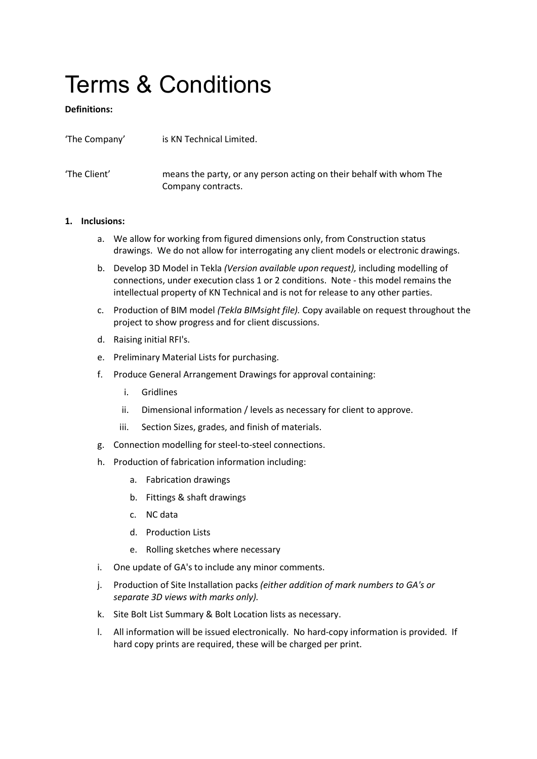# Terms & Conditions

**Definitions:**

'The Company' is KN Technical Limited.

'The Client' means the party, or any person acting on their behalf with whom The Company contracts.

**1. Inclusions:**

a. We allow for working from figured dimensions only, from Construction status drawings. We do not allow for interrogating any client models or electronic drawings.

b. Develop 3D Model in Tekla *(Version available upon request),* including modelling of connections, under execution class 1 or 2 conditions. Note - this model remains the intellectual property of KN Technical and is not for release to any other parties.

c. Production of BIM model *(Tekla BIMsight file).* Copy available on request throughout the project to show progress and for client discussions.

d. Raising initial RFI's.

e. Preliminary Material Lists for purchasing.

f. Produce General Arrangement Drawings for approval containing:

   i. Gridlines

   ii. Dimensional information / levels as necessary for client to approve.

   iii. Section Sizes, grades, and finish of materials.

g. Connection modelling for steel-to-steel connections.

h. Production of fabrication information including:

   a. Fabrication drawings

   b. Fittings & shaft drawings

   c. NC data

   d. Production Lists

   e. Rolling sketches where necessary

i. One update of GA's to include any minor comments.

j. Production of Site Installation packs *(either addition of mark numbers to GA's or separate 3D views with marks only).*

k. Site Bolt List Summary & Bolt Location lists as necessary.

l. All information will be issued electronically. No hard-copy information is provided. If hard copy prints are required, these will be charged per print.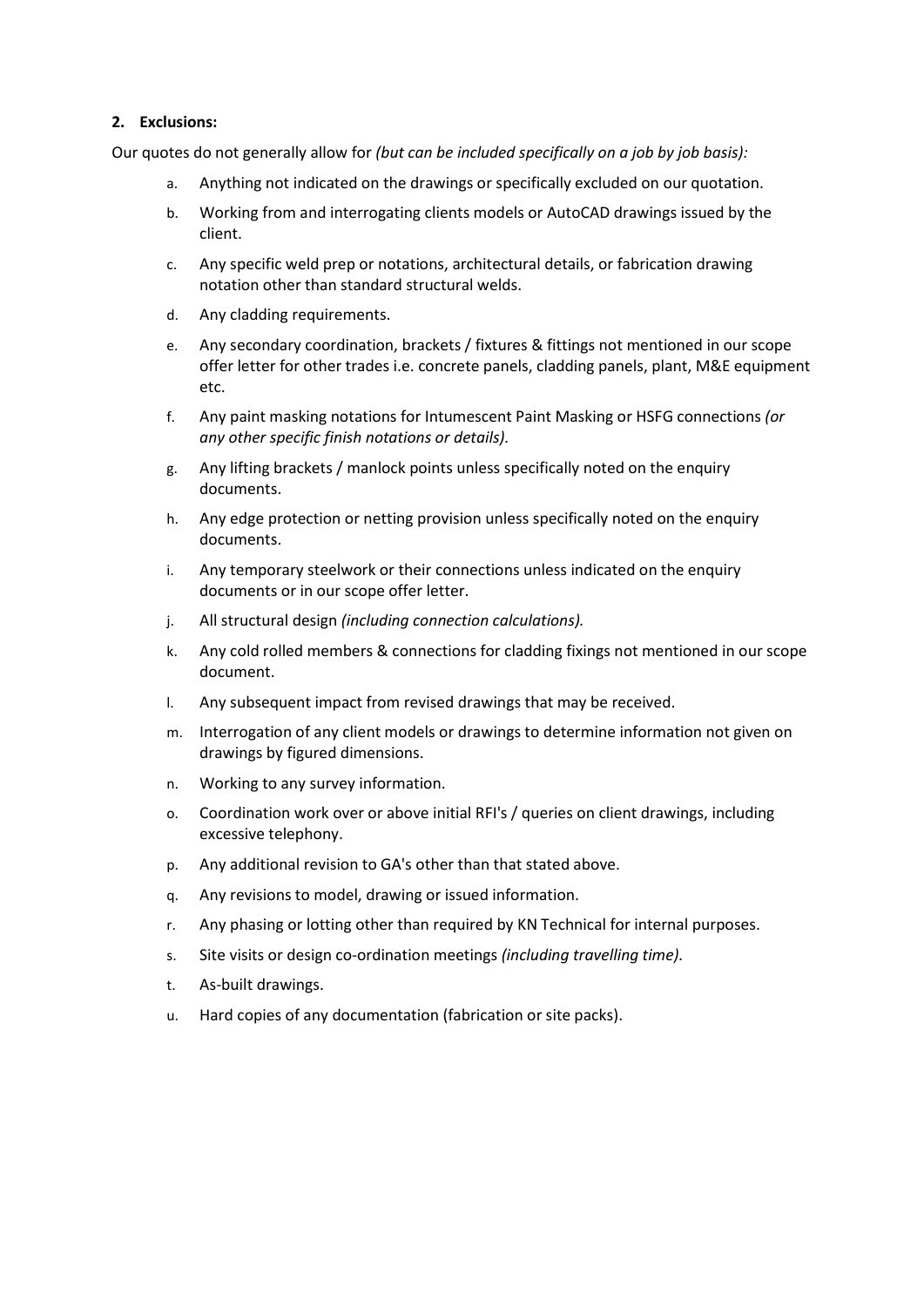## 2. Exclusions:

Our quotes do not generally allow for *(but can be included specifically on a job by job basis):*

a. Anything not indicated on the drawings or specifically excluded on our quotation.

b. Working from and interrogating clients models or AutoCAD drawings issued by the client.

c. Any specific weld prep or notations, architectural details, or fabrication drawing notation other than standard structural welds.

d. Any cladding requirements.

e. Any secondary coordination, brackets / fixtures & fittings not mentioned in our scope offer letter for other trades i.e. concrete panels, cladding panels, plant, M&E equipment etc.

f. Any paint masking notations for Intumescent Paint Masking or HSFG connections *(or any other specific finish notations or details).*

g. Any lifting brackets / manlock points unless specifically noted on the enquiry documents.

h. Any edge protection or netting provision unless specifically noted on the enquiry documents.

i. Any temporary steelwork or their connections unless indicated on the enquiry documents or in our scope offer letter.

j. All structural design *(including connection calculations).*

k. Any cold rolled members & connections for cladding fixings not mentioned in our scope document.

l. Any subsequent impact from revised drawings that may be received.

m. Interrogation of any client models or drawings to determine information not given on drawings by figured dimensions.

n. Working to any survey information.

o. Coordination work over or above initial RFI's / queries on client drawings, including excessive telephony.

p. Any additional revision to GA's other than that stated above.

q. Any revisions to model, drawing or issued information.

r. Any phasing or lotting other than required by KN Technical for internal purposes.

s. Site visits or design co-ordination meetings *(including travelling time).*

t. As-built drawings.

u. Hard copies of any documentation (fabrication or site packs).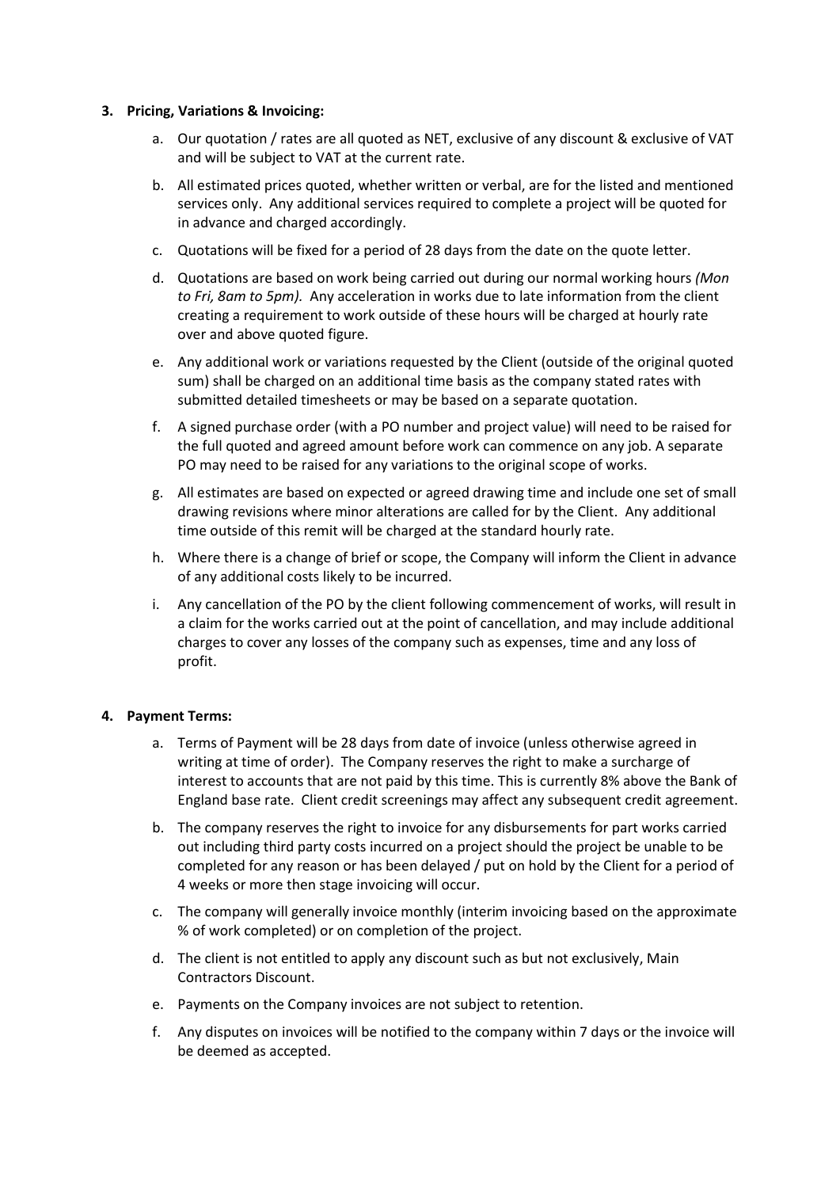3. **Pricing, Variations & Invoicing:**

    a. Our quotation / rates are all quoted as NET, exclusive of any discount & exclusive of VAT and will be subject to VAT at the current rate.

    b. All estimated prices quoted, whether written or verbal, are for the listed and mentioned services only. Any additional services required to complete a project will be quoted for in advance and charged accordingly.

    c. Quotations will be fixed for a period of 28 days from the date on the quote letter.

    d. Quotations are based on work being carried out during our normal working hours *(Mon to Fri, 8am to 5pm).* Any acceleration in works due to late information from the client creating a requirement to work outside of these hours will be charged at hourly rate over and above quoted figure.

    e. Any additional work or variations requested by the Client (outside of the original quoted sum) shall be charged on an additional time basis as the company stated rates with submitted detailed timesheets or may be based on a separate quotation.

    f. A signed purchase order (with a PO number and project value) will need to be raised for the full quoted and agreed amount before work can commence on any job. A separate PO may need to be raised for any variations to the original scope of works.

    g. All estimates are based on expected or agreed drawing time and include one set of small drawing revisions where minor alterations are called for by the Client. Any additional time outside of this remit will be charged at the standard hourly rate.

    h. Where there is a change of brief or scope, the Company will inform the Client in advance of any additional costs likely to be incurred.

    i. Any cancellation of the PO by the client following commencement of works, will result in a claim for the works carried out at the point of cancellation, and may include additional charges to cover any losses of the company such as expenses, time and any loss of profit.

4. **Payment Terms:**

    a. Terms of Payment will be 28 days from date of invoice (unless otherwise agreed in writing at time of order). The Company reserves the right to make a surcharge of interest to accounts that are not paid by this time. This is currently 8% above the Bank of England base rate. Client credit screenings may affect any subsequent credit agreement.

    b. The company reserves the right to invoice for any disbursements for part works carried out including third party costs incurred on a project should the project be unable to be completed for any reason or has been delayed / put on hold by the Client for a period of 4 weeks or more then stage invoicing will occur.

    c. The company will generally invoice monthly (interim invoicing based on the approximate % of work completed) or on completion of the project.

    d. The client is not entitled to apply any discount such as but not exclusively, Main Contractors Discount.

    e. Payments on the Company invoices are not subject to retention.

    f. Any disputes on invoices will be notified to the company within 7 days or the invoice will be deemed as accepted.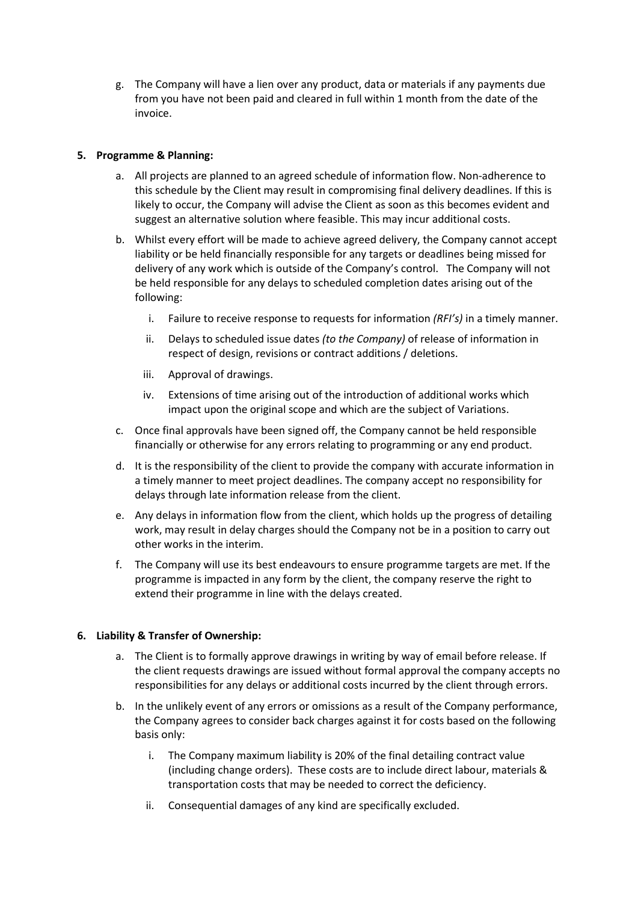g. The Company will have a lien over any product, data or materials if any payments due from you have not been paid and cleared in full within 1 month from the date of the invoice.

**5. Programme & Planning:**

a. All projects are planned to an agreed schedule of information flow. Non-adherence to this schedule by the Client may result in compromising final delivery deadlines. If this is likely to occur, the Company will advise the Client as soon as this becomes evident and suggest an alternative solution where feasible. This may incur additional costs.

b. Whilst every effort will be made to achieve agreed delivery, the Company cannot accept liability or be held financially responsible for any targets or deadlines being missed for delivery of any work which is outside of the Company's control. The Company will not be held responsible for any delays to scheduled completion dates arising out of the following:

   i. Failure to receive response to requests for information *(RFI's)* in a timely manner.

   ii. Delays to scheduled issue dates *(to the Company)* of release of information in respect of design, revisions or contract additions / deletions.

   iii. Approval of drawings.

   iv. Extensions of time arising out of the introduction of additional works which impact upon the original scope and which are the subject of Variations.

c. Once final approvals have been signed off, the Company cannot be held responsible financially or otherwise for any errors relating to programming or any end product.

d. It is the responsibility of the client to provide the company with accurate information in a timely manner to meet project deadlines. The company accept no responsibility for delays through late information release from the client.

e. Any delays in information flow from the client, which holds up the progress of detailing work, may result in delay charges should the Company not be in a position to carry out other works in the interim.

f. The Company will use its best endeavours to ensure programme targets are met. If the programme is impacted in any form by the client, the company reserve the right to extend their programme in line with the delays created.

**6. Liability & Transfer of Ownership:**

a. The Client is to formally approve drawings in writing by way of email before release. If the client requests drawings are issued without formal approval the company accepts no responsibilities for any delays or additional costs incurred by the client through errors.

b. In the unlikely event of any errors or omissions as a result of the Company performance, the Company agrees to consider back charges against it for costs based on the following basis only:

   i. The Company maximum liability is 20% of the final detailing contract value (including change orders). These costs are to include direct labour, materials & transportation costs that may be needed to correct the deficiency.

   ii. Consequential damages of any kind are specifically excluded.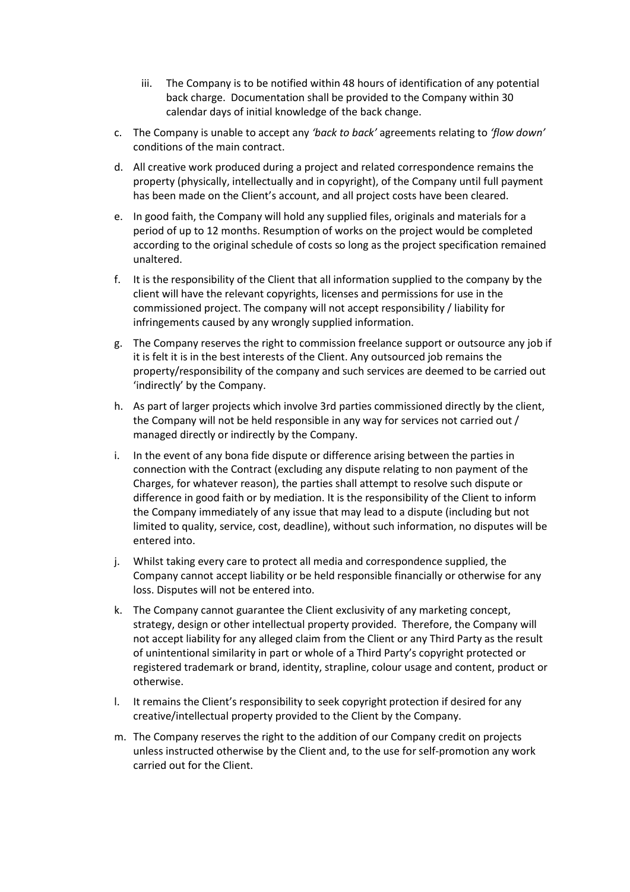iii. The Company is to be notified within 48 hours of identification of any potential back charge. Documentation shall be provided to the Company within 30 calendar days of initial knowledge of the back change.

c. The Company is unable to accept any *'back to back'* agreements relating to *'flow down'* conditions of the main contract.

d. All creative work produced during a project and related correspondence remains the property (physically, intellectually and in copyright), of the Company until full payment has been made on the Client's account, and all project costs have been cleared.

e. In good faith, the Company will hold any supplied files, originals and materials for a period of up to 12 months. Resumption of works on the project would be completed according to the original schedule of costs so long as the project specification remained unaltered.

f. It is the responsibility of the Client that all information supplied to the company by the client will have the relevant copyrights, licenses and permissions for use in the commissioned project. The company will not accept responsibility / liability for infringements caused by any wrongly supplied information.

g. The Company reserves the right to commission freelance support or outsource any job if it is felt it is in the best interests of the Client. Any outsourced job remains the property/responsibility of the company and such services are deemed to be carried out 'indirectly' by the Company.

h. As part of larger projects which involve 3rd parties commissioned directly by the client, the Company will not be held responsible in any way for services not carried out / managed directly or indirectly by the Company.

i. In the event of any bona fide dispute or difference arising between the parties in connection with the Contract (excluding any dispute relating to non payment of the Charges, for whatever reason), the parties shall attempt to resolve such dispute or difference in good faith or by mediation. It is the responsibility of the Client to inform the Company immediately of any issue that may lead to a dispute (including but not limited to quality, service, cost, deadline), without such information, no disputes will be entered into.

j. Whilst taking every care to protect all media and correspondence supplied, the Company cannot accept liability or be held responsible financially or otherwise for any loss. Disputes will not be entered into.

k. The Company cannot guarantee the Client exclusivity of any marketing concept, strategy, design or other intellectual property provided. Therefore, the Company will not accept liability for any alleged claim from the Client or any Third Party as the result of unintentional similarity in part or whole of a Third Party's copyright protected or registered trademark or brand, identity, strapline, colour usage and content, product or otherwise.

l. It remains the Client's responsibility to seek copyright protection if desired for any creative/intellectual property provided to the Client by the Company.

m. The Company reserves the right to the addition of our Company credit on projects unless instructed otherwise by the Client and, to the use for self-promotion any work carried out for the Client.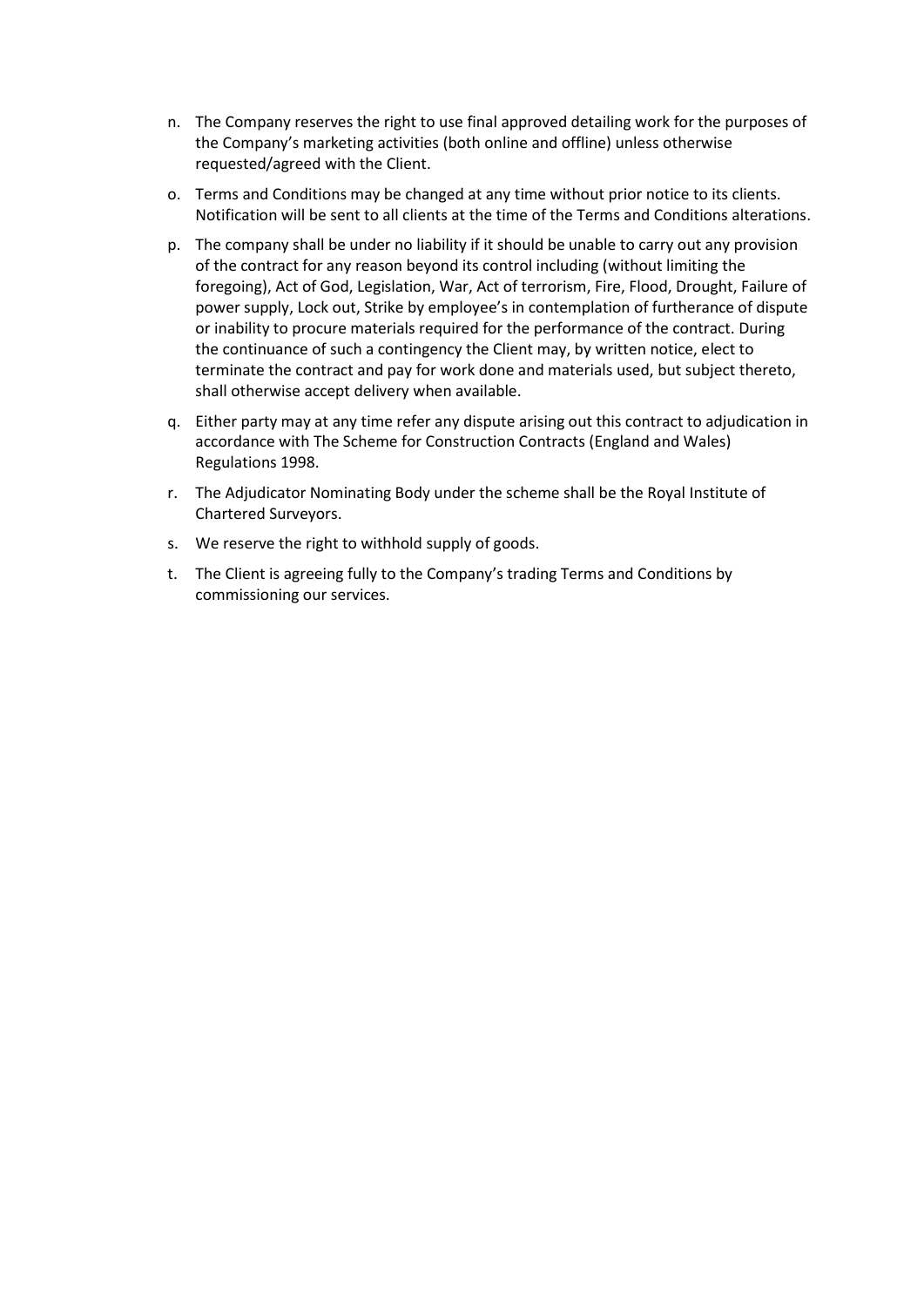n. The Company reserves the right to use final approved detailing work for the purposes of the Company's marketing activities (both online and offline) unless otherwise requested/agreed with the Client.

o. Terms and Conditions may be changed at any time without prior notice to its clients. Notification will be sent to all clients at the time of the Terms and Conditions alterations.

p. The company shall be under no liability if it should be unable to carry out any provision of the contract for any reason beyond its control including (without limiting the foregoing), Act of God, Legislation, War, Act of terrorism, Fire, Flood, Drought, Failure of power supply, Lock out, Strike by employee's in contemplation of furtherance of dispute or inability to procure materials required for the performance of the contract. During the continuance of such a contingency the Client may, by written notice, elect to terminate the contract and pay for work done and materials used, but subject thereto, shall otherwise accept delivery when available.

q. Either party may at any time refer any dispute arising out this contract to adjudication in accordance with The Scheme for Construction Contracts (England and Wales) Regulations 1998.

r. The Adjudicator Nominating Body under the scheme shall be the Royal Institute of Chartered Surveyors.

s. We reserve the right to withhold supply of goods.

t. The Client is agreeing fully to the Company's trading Terms and Conditions by commissioning our services.